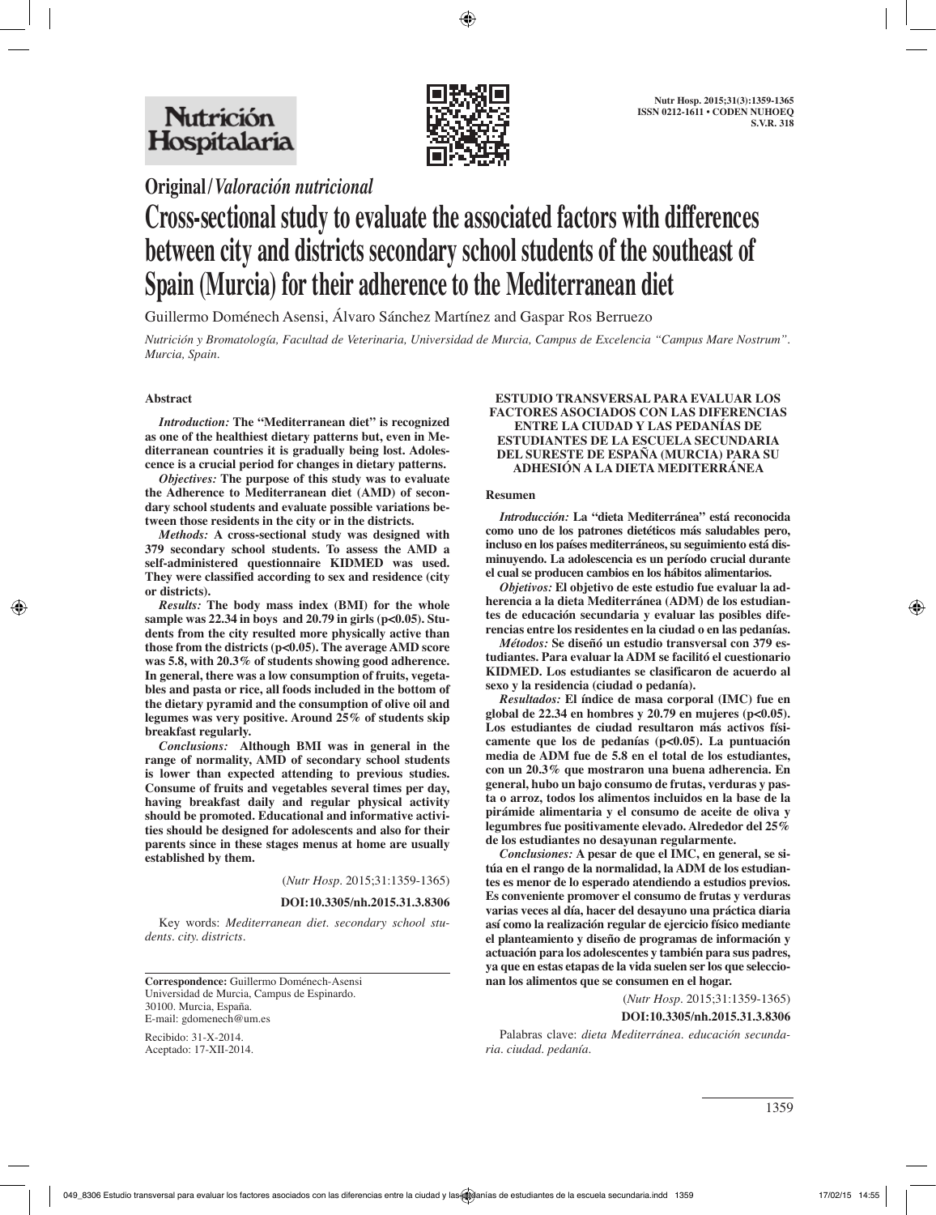Original/*Valoración nutricional*

# Cross-sectional study to evaluate the associated factors with differences between city and districts secondary school students of the southeast of Spain (Murcia) for their adherence to the Mediterranean diet

Guillermo Doménech Asensi, Álvaro Sánchez Martínez and Gaspar Ros Berruezo

*Nutrición y Bromatología, Facultad de Veterinaria, Universidad de Murcia, Campus de Excelencia "Campus Mare Nostrum". Murcia, Spain.*

## Abstract

***Introduction:*** **The "Mediterranean diet" is recognized as one of the healthiest dietary patterns but, even in Mediterranean countries it is gradually being lost. Adolescence is a crucial period for changes in dietary patterns.**

***Objectives:*** **The purpose of this study was to evaluate the Adherence to Mediterranean diet (AMD) of secondary school students and evaluate possible variations between those residents in the city or in the districts.**

***Methods:*** **A cross-sectional study was designed with 379 secondary school students. To assess the AMD a self-administered questionnaire KIDMED was used. They were classified according to sex and residence (city or districts).**

***Results:*** **The body mass index (BMI) for the whole sample was 22.34 in boys and 20.79 in girls ($p<0.05$). Students from the city resulted more physically active than those from the districts ($p<0.05$). The average AMD score was 5.8, with 20.3% of students showing good adherence. In general, there was a low consumption of fruits, vegetables and pasta or rice, all foods included in the bottom of the dietary pyramid and the consumption of olive oil and legumes was very positive. Around 25% of students skip breakfast regularly.**

***Conclusions:*** **Although BMI was in general in the range of normality, AMD of secondary school students is lower than expected attending to previous studies. Consume of fruits and vegetables several times per day, having breakfast daily and regular physical activity should be promoted. Educational and informative activities should be designed for adolescents and also for their parents since in these stages menus at home are usually established by them.**

(*Nutr Hosp.* 2015;31:1359-1365)

**DOI:10.3305/nh.2015.31.3.8306**

Key words: *Mediterranean diet. secondary school students. city. districts.*

**Correspondence:** Guillermo Doménech-Asensi
Universidad de Murcia, Campus de Espinardo.
30100. Murcia, España.
E-mail: gdomenech@um.es

Recibido: 31-X-2014.
Aceptado: 17-XII-2014.

## ESTUDIO TRANSVERSAL PARA EVALUAR LOS FACTORES ASOCIADOS CON LAS DIFERENCIAS ENTRE LA CIUDAD Y LAS PEDANÍAS DE ESTUDIANTES DE LA ESCUELA SECUNDARIA DEL SURESTE DE ESPAÑA (MURCIA) PARA SU ADHESIÓN A LA DIETA MEDITERRÁNEA

### Resumen

***Introducción:*** **La "dieta Mediterránea" está reconocida como uno de los patrones dietéticos más saludables pero, incluso en los países mediterráneos, su seguimiento está disminuyendo. La adolescencia es un período crucial durante el cual se producen cambios en los hábitos alimentarios.**

***Objetivos:*** **El objetivo de este estudio fue evaluar la adherencia a la dieta Mediterránea (ADM) de los estudiantes de educación secundaria y evaluar las posibles diferencias entre los residentes en la ciudad o en las pedanías.**

***Métodos:*** **Se diseñó un estudio transversal con 379 estudiantes. Para evaluar la ADM se facilitó el cuestionario KIDMED. Los estudiantes se clasificaron de acuerdo al sexo y la residencia (ciudad o pedanía).**

***Resultados:*** **El índice de masa corporal (IMC) fue en global de 22.34 en hombres y 20.79 en mujeres ($p<0.05$). Los estudiantes de ciudad resultaron más activos físicamente que los de pedanías ($p<0.05$). La puntuación media de ADM fue de 5.8 en el total de los estudiantes, con un 20.3% que mostraron una buena adherencia. En general, hubo un bajo consumo de frutas, verduras y pasta o arroz, todos los alimentos incluidos en la base de la pirámide alimentaria y el consumo de aceite de oliva y legumbres fue positivamente elevado. Alrededor del 25% de los estudiantes no desayunan regularmente.**

***Conclusiones:*** **A pesar de que el IMC, en general, se sitúa en el rango de la normalidad, la ADM de los estudiantes es menor de lo esperado atendiendo a estudios previos. Es conveniente promover el consumo de frutas y verduras varias veces al día, hacer del desayuno una práctica diaria así como la realización regular de ejercicio físico mediante el planteamiento y diseño de programas de información y actuación para los adolescentes y también para sus padres, ya que en estas etapas de la vida suelen ser los que seleccionan los alimentos que se consumen en el hogar.**

(*Nutr Hosp.* 2015;31:1359-1365)

**DOI:10.3305/nh.2015.31.3.8306**

Palabras clave: *dieta Mediterránea. educación secundaria. ciudad. pedanía.*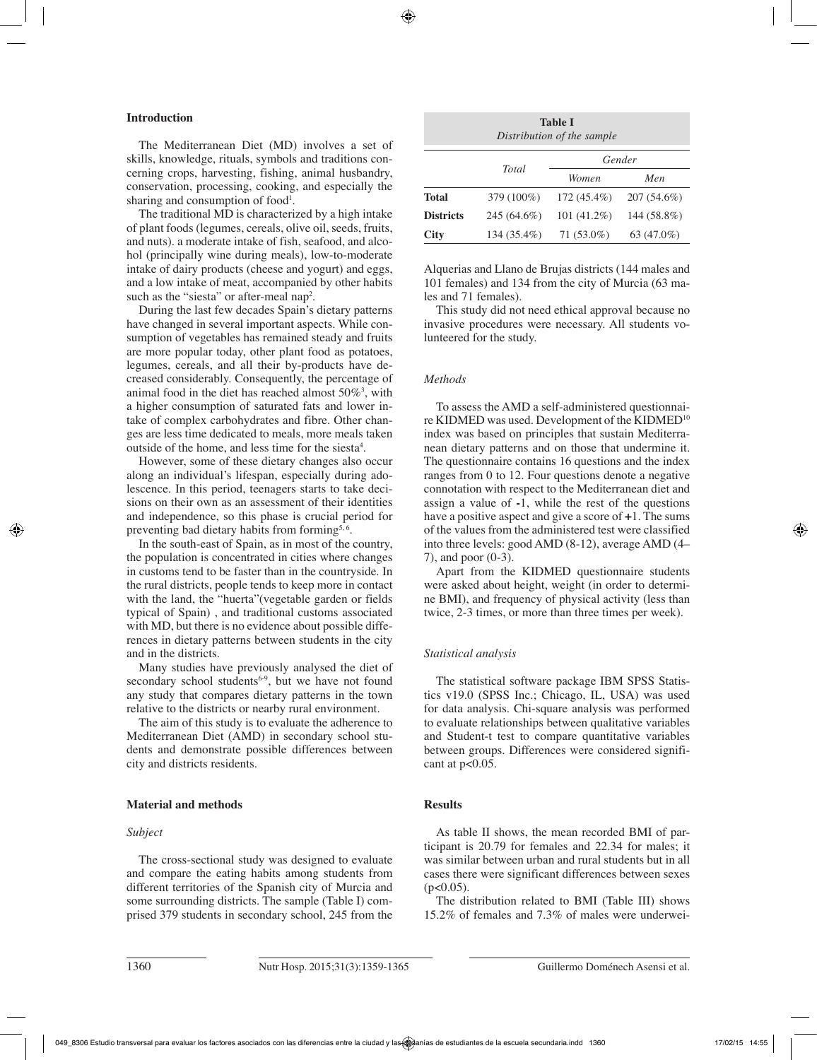## Introduction

The Mediterranean Diet (MD) involves a set of skills, knowledge, rituals, symbols and traditions concerning crops, harvesting, fishing, animal husbandry, conservation, processing, cooking, and especially the sharing and consumption of food[1].

The traditional MD is characterized by a high intake of plant foods (legumes, cereals, olive oil, seeds, fruits, and nuts). a moderate intake of fish, seafood, and alcohol (principally wine during meals), low-to-moderate intake of dairy products (cheese and yogurt) and eggs, and a low intake of meat, accompanied by other habits such as the "siesta" or after-meal nap[2].

During the last few decades Spain's dietary patterns have changed in several important aspects. While consumption of vegetables has remained steady and fruits are more popular today, other plant food as potatoes, legumes, cereals, and all their by-products have decreased considerably. Consequently, the percentage of animal food in the diet has reached almost 50%[3], with a higher consumption of saturated fats and lower intake of complex carbohydrates and fibre. Other changes are less time dedicated to meals, more meals taken outside of the home, and less time for the siesta[4].

However, some of these dietary changes also occur along an individual's lifespan, especially during adolescence. In this period, teenagers starts to take decisions on their own as an assessment of their identities and independence, so this phase is crucial period for preventing bad dietary habits from forming[5, 6].

In the south-east of Spain, as in most of the country, the population is concentrated in cities where changes in customs tend to be faster than in the countryside. In the rural districts, people tends to keep more in contact with the land, the "huerta"(vegetable garden or fields typical of Spain) , and traditional customs associated with MD, but there is no evidence about possible differences in dietary patterns between students in the city and in the districts.

Many studies have previously analysed the diet of secondary school students[6-9], but we have not found any study that compares dietary patterns in the town relative to the districts or nearby rural environment.

The aim of this study is to evaluate the adherence to Mediterranean Diet (AMD) in secondary school students and demonstrate possible differences between city and districts residents.

## Material and methods

### *Subject*

The cross-sectional study was designed to evaluate and compare the eating habits among students from different territories of the Spanish city of Murcia and some surrounding districts. The sample (Table I) comprised 379 students in secondary school, 245 from the Alquerias and Llano de Brujas districts (144 males and 101 females) and 134 from the city of Murcia (63 males and 71 females).

**Table I**
*Distribution of the sample*

| | *Total* | *Gender* | |
|---|---|---|---|
| | | *Women* | *Men* |
| **Total** | 379 (100%) | 172 (45.4%) | 207 (54.6%) |
| **Districts** | 245 (64.6%) | 101 (41.2%) | 144 (58.8%) |
| **City** | 134 (35.4%) | 71 (53.0%) | 63 (47.0%) |

This study did not need ethical approval because no invasive procedures were necessary. All students volunteered for the study.

### *Methods*

To assess the AMD a self-administered questionnaire KIDMED was used. Development of the KIDMED[10] index was based on principles that sustain Mediterranean dietary patterns and on those that undermine it. The questionnaire contains 16 questions and the index ranges from 0 to 12. Four questions denote a negative connotation with respect to the Mediterranean diet and assign a value of -1, while the rest of the questions have a positive aspect and give a score of +1. The sums of the values from the administered test were classified into three levels: good AMD (8-12), average AMD (4–7), and poor (0-3).

Apart from the KIDMED questionnaire students were asked about height, weight (in order to determine BMI), and frequency of physical activity (less than twice, 2-3 times, or more than three times per week).

### *Statistical analysis*

The statistical software package IBM SPSS Statistics v19.0 (SPSS Inc.; Chicago, IL, USA) was used for data analysis. Chi-square analysis was performed to evaluate relationships between qualitative variables and Student-t test to compare quantitative variables between groups. Differences were considered significant at $p<0.05$.

## Results

As table II shows, the mean recorded BMI of participant is 20.79 for females and 22.34 for males; it was similar between urban and rural students but in all cases there were significant differences between sexes ($p<0.05$).

The distribution related to BMI (Table III) shows 15.2% of females and 7.3% of males were underwei-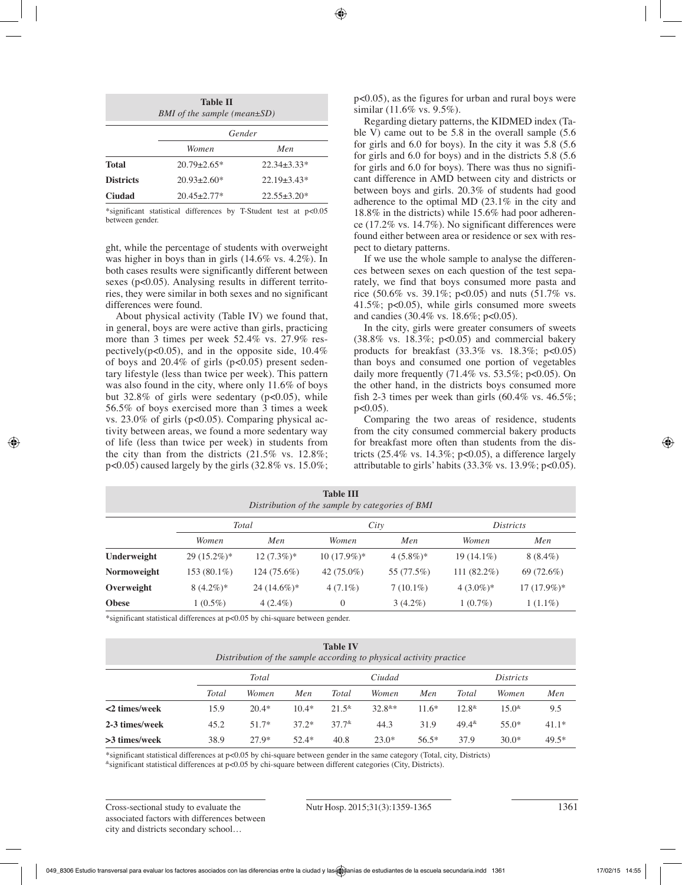**Table II**
*BMI of the sample (mean±SD)*

| | Gender | |
|---|---|---|
| | *Women* | *Men* |
| **Total** | 20.79±2.65* | 22.34±3.33* |
| **Districts** | 20.93±2.60* | 22.19±3.43* |
| **Ciudad** | 20.45±2.77* | 22.55±3.20* |

*significant statistical differences by T-Student test at p<0.05 between gender.

ght, while the percentage of students with overweight was higher in boys than in girls (14.6% vs. 4.2%). In both cases results were significantly different between sexes (p<0.05). Analysing results in different territories, they were similar in both sexes and no significant differences were found.

About physical activity (Table IV) we found that, in general, boys are were active than girls, practicing more than 3 times per week 52.4% vs. 27.9% respectively(p<0.05), and in the opposite side, 10.4% of boys and 20.4% of girls (p<0.05) present sedentary lifestyle (less than twice per week). This pattern was also found in the city, where only 11.6% of boys but 32.8% of girls were sedentary (p<0.05), while 56.5% of boys exercised more than 3 times a week vs. 23.0% of girls (p<0.05). Comparing physical activity between areas, we found a more sedentary way of life (less than twice per week) in students from the city than from the districts (21.5% vs. 12.8%; p<0.05) caused largely by the girls (32.8% vs. 15.0%; p<0.05), as the figures for urban and rural boys were similar (11.6% vs. 9.5%).

Regarding dietary patterns, the KIDMED index (Table V) came out to be 5.8 in the overall sample (5.6 for girls and 6.0 for boys). In the city it was 5.8 (5.6 for girls and 6.0 for boys) and in the districts 5.8 (5.6 for girls and 6.0 for boys). There was thus no significant difference in AMD between city and districts or between boys and girls. 20.3% of students had good adherence to the optimal MD (23.1% in the city and 18.8% in the districts) while 15.6% had poor adherence (17.2% vs. 14.7%). No significant differences were found either between area or residence or sex with respect to dietary patterns.

If we use the whole sample to analyse the differences between sexes on each question of the test separately, we find that boys consumed more pasta and rice (50.6% vs. 39.1%; p<0.05) and nuts (51.7% vs. 41.5%; p<0.05), while girls consumed more sweets and candies (30.4% vs. 18.6%; p<0.05).

In the city, girls were greater consumers of sweets (38.8% vs. 18.3%; p<0.05) and commercial bakery products for breakfast (33.3% vs. 18.3%; p<0.05) than boys and consumed one portion of vegetables daily more frequently (71.4% vs. 53.5%; p<0.05). On the other hand, in the districts boys consumed more fish 2-3 times per week than girls (60.4% vs. 46.5%; p<0.05).

Comparing the two areas of residence, students from the city consumed commercial bakery products for breakfast more often than students from the districts (25.4% vs. 14.3%; p<0.05), a difference largely attributable to girls' habits (33.3% vs. 13.9%; p<0.05).

**Table III**
*Distribution of the sample by categories of BMI*

| | *Total* | | *City* | | *Districts* | |
|---|---|---|---|---|---|---|
| | *Women* | *Men* | *Women* | *Men* | *Women* | *Men* |
| **Underweight** | 29 (15.2%)* | 12 (7.3%)* | 10 (17.9%)* | 4 (5.8%)* | 19 (14.1%) | 8 (8.4%) |
| **Normoweight** | 153 (80.1%) | 124 (75.6%) | 42 (75.0%) | 55 (77.5%) | 111 (82.2%) | 69 (72.6%) |
| **Overweight** | 8 (4.2%)* | 24 (14.6%)* | 4 (7.1%) | 7 (10.1%) | 4 (3.0%)* | 17 (17.9%)* |
| **Obese** | 1 (0.5%) | 4 (2.4%) | 0 | 3 (4.2%) | 1 (0.7%) | 1 (1.1%) |

*significant statistical differences at p<0.05 by chi-square between gender.

**Table IV**
*Distribution of the sample according to physical activity practice*

| | *Total* | | | *Ciudad* | | | *Districts* | | |
|---|---|---|---|---|---|---|---|---|---|
| | *Total* | *Women* | *Men* | *Total* | *Women* | *Men* | *Total* | *Women* | *Men* |
| **<2 times/week** | 15.9 | 20.4* | 10.4* | 21.5[&] | 32.8[&]* | 11.6* | 12.8[&] | 15.0[&] | 9.5 |
| **2-3 times/week** | 45.2 | 51.7* | 37.2* | 37.7[&] | 44.3 | 31.9 | 49.4[&] | 55.0* | 41.1* |
| **>3 times/week** | 38.9 | 27.9* | 52.4* | 40.8 | 23.0* | 56.5* | 37.9 | 30.0* | 49.5* |

*significant statistical differences at p<0.05 by chi-square between gender in the same category (Total, city, Districts)
[&]significant statistical differences at p<0.05 by chi-square between different categories (City, Districts).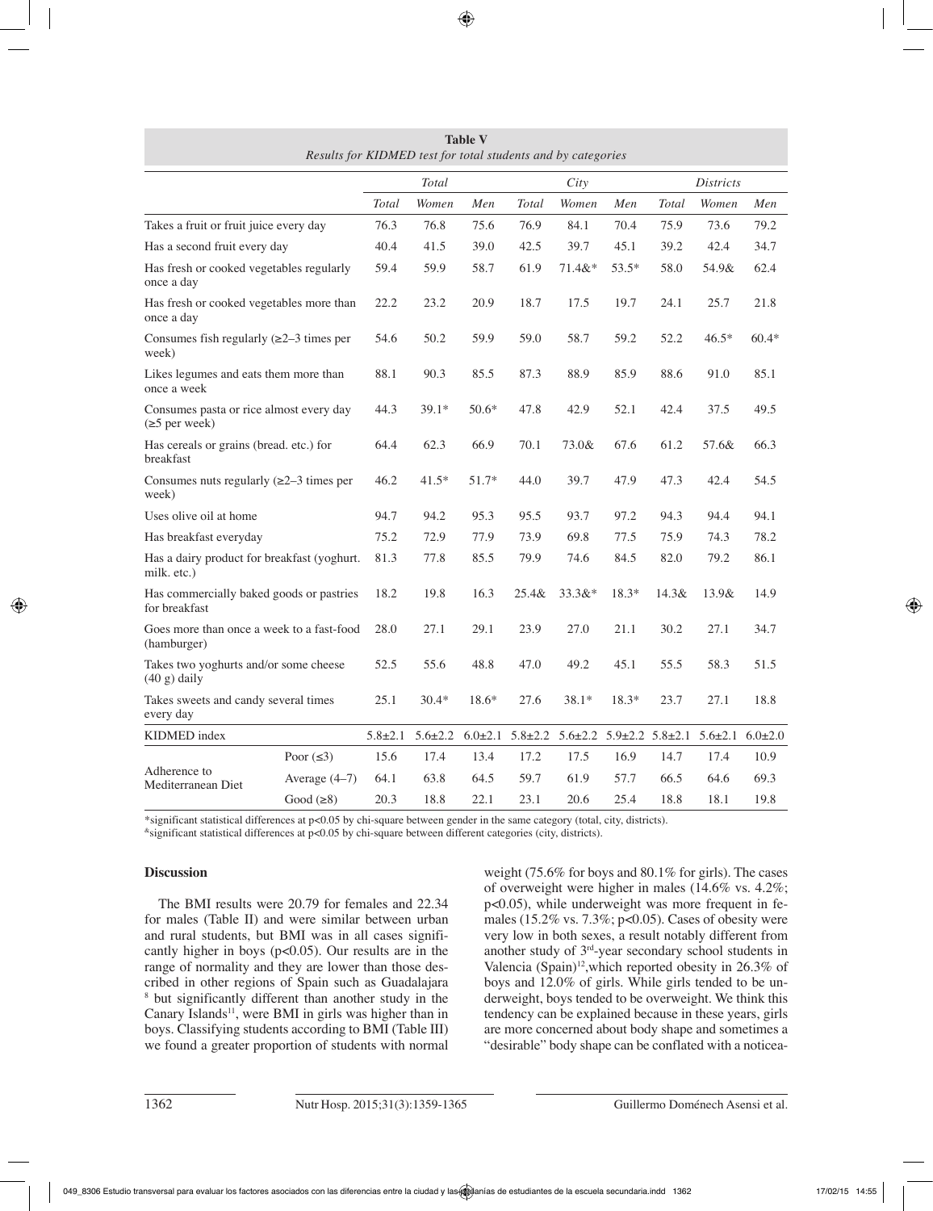**Table V**
*Results for KIDMED test for total students and by categories*

| | | Total | | | City | | | Districts | | |
|---|---|---|---|---|---|---|---|---|---|---|
| | | *Total* | *Women* | *Men* | *Total* | *Women* | *Men* | *Total* | *Women* | *Men* |
| Takes a fruit or fruit juice every day | | 76.3 | 76.8 | 75.6 | 76.9 | 84.1 | 70.4 | 75.9 | 73.6 | 79.2 |
| Has a second fruit every day | | 40.4 | 41.5 | 39.0 | 42.5 | 39.7 | 45.1 | 39.2 | 42.4 | 34.7 |
| Has fresh or cooked vegetables regularly once a day | | 59.4 | 59.9 | 58.7 | 61.9 | 71.4&* | 53.5* | 58.0 | 54.9& | 62.4 |
| Has fresh or cooked vegetables more than once a day | | 22.2 | 23.2 | 20.9 | 18.7 | 17.5 | 19.7 | 24.1 | 25.7 | 21.8 |
| Consumes fish regularly (≥2–3 times per week) | | 54.6 | 50.2 | 59.9 | 59.0 | 58.7 | 59.2 | 52.2 | 46.5* | 60.4* |
| Likes legumes and eats them more than once a week | | 88.1 | 90.3 | 85.5 | 87.3 | 88.9 | 85.9 | 88.6 | 91.0 | 85.1 |
| Consumes pasta or rice almost every day (≥5 per week) | | 44.3 | 39.1* | 50.6* | 47.8 | 42.9 | 52.1 | 42.4 | 37.5 | 49.5 |
| Has cereals or grains (bread. etc.) for breakfast | | 64.4 | 62.3 | 66.9 | 70.1 | 73.0& | 67.6 | 61.2 | 57.6& | 66.3 |
| Consumes nuts regularly (≥2–3 times per week) | | 46.2 | 41.5* | 51.7* | 44.0 | 39.7 | 47.9 | 47.3 | 42.4 | 54.5 |
| Uses olive oil at home | | 94.7 | 94.2 | 95.3 | 95.5 | 93.7 | 97.2 | 94.3 | 94.4 | 94.1 |
| Has breakfast everyday | | 75.2 | 72.9 | 77.9 | 73.9 | 69.8 | 77.5 | 75.9 | 74.3 | 78.2 |
| Has a dairy product for breakfast (yoghurt. milk. etc.) | | 81.3 | 77.8 | 85.5 | 79.9 | 74.6 | 84.5 | 82.0 | 79.2 | 86.1 |
| Has commercially baked goods or pastries for breakfast | | 18.2 | 19.8 | 16.3 | 25.4& | 33.3&* | 18.3* | 14.3& | 13.9& | 14.9 |
| Goes more than once a week to a fast-food (hamburger) | | 28.0 | 27.1 | 29.1 | 23.9 | 27.0 | 21.1 | 30.2 | 27.1 | 34.7 |
| Takes two yoghurts and/or some cheese (40 g) daily | | 52.5 | 55.6 | 48.8 | 47.0 | 49.2 | 45.1 | 55.5 | 58.3 | 51.5 |
| Takes sweets and candy several times every day | | 25.1 | 30.4* | 18.6* | 27.6 | 38.1* | 18.3* | 23.7 | 27.1 | 18.8 |
| KIDMED index | | 5.8±2.1 | 5.6±2.2 | 6.0±2.1 | 5.8±2.2 | 5.6±2.2 | 5.9±2.2 | 5.8±2.1 | 5.6±2.1 | 6.0±2.0 |
| Adherence to Mediterranean Diet | Poor (≤3) | 15.6 | 17.4 | 13.4 | 17.2 | 17.5 | 16.9 | 14.7 | 17.4 | 10.9 |
| | Average (4–7) | 64.1 | 63.8 | 64.5 | 59.7 | 61.9 | 57.7 | 66.5 | 64.6 | 69.3 |
| | Good (≥8) | 20.3 | 18.8 | 22.1 | 23.1 | 20.6 | 25.4 | 18.8 | 18.1 | 19.8 |

*significant statistical differences at $p<0.05$ by chi-square between gender in the same category (total, city, districts).
&significant statistical differences at $p<0.05$ by chi-square between different categories (city, districts).

## Discussion

The BMI results were 20.79 for females and 22.34 for males (Table II) and were similar between urban and rural students, but BMI was in all cases significantly higher in boys ($p<0.05$). Our results are in the range of normality and they are lower than those described in other regions of Spain such as Guadalajara [8] but significantly different than another study in the Canary Islands[11], were BMI in girls was higher than in boys. Classifying students according to BMI (Table III) we found a greater proportion of students with normal weight (75.6% for boys and 80.1% for girls). The cases of overweight were higher in males (14.6% vs. 4.2%; $p<0.05$), while underweight was more frequent in females (15.2% vs. 7.3%; $p<0.05$). Cases of obesity were very low in both sexes, a result notably different from another study of 3rd-year secondary school students in Valencia (Spain)[12],which reported obesity in 26.3% of boys and 12.0% of girls. While girls tended to be underweight, boys tended to be overweight. We think this tendency can be explained because in these years, girls are more concerned about body shape and sometimes a "desirable" body shape can be conflated with a noticea-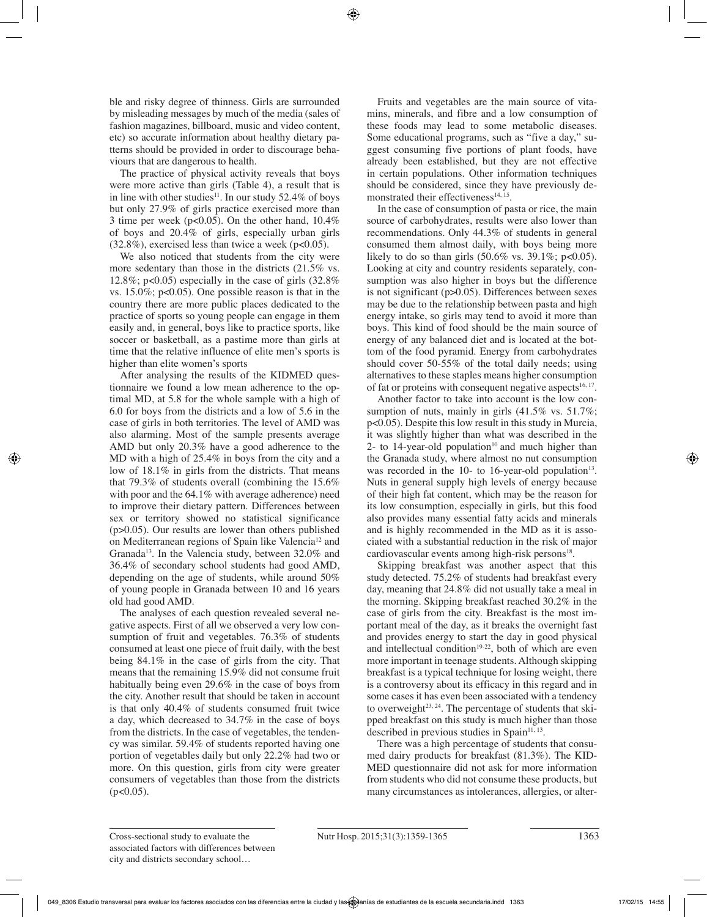ble and risky degree of thinness. Girls are surrounded by misleading messages by much of the media (sales of fashion magazines, billboard, music and video content, etc) so accurate information about healthy dietary patterns should be provided in order to discourage behaviours that are dangerous to health.

The practice of physical activity reveals that boys were more active than girls (Table 4), a result that is in line with other studies[11]. In our study 52.4% of boys but only 27.9% of girls practice exercised more than 3 time per week ($p<0.05$). On the other hand, 10.4% of boys and 20.4% of girls, especially urban girls (32.8%), exercised less than twice a week ($p<0.05$).

We also noticed that students from the city were more sedentary than those in the districts (21.5% vs. 12.8%; $p<0.05$) especially in the case of girls (32.8% vs. 15.0%; $p<0.05$). One possible reason is that in the country there are more public places dedicated to the practice of sports so young people can engage in them easily and, in general, boys like to practice sports, like soccer or basketball, as a pastime more than girls at time that the relative influence of elite men's sports is higher than elite women's sports

After analysing the results of the KIDMED questionnaire we found a low mean adherence to the optimal MD, at 5.8 for the whole sample with a high of 6.0 for boys from the districts and a low of 5.6 in the case of girls in both territories. The level of AMD was also alarming. Most of the sample presents average AMD but only 20.3% have a good adherence to the MD with a high of 25.4% in boys from the city and a low of 18.1% in girls from the districts. That means that 79.3% of students overall (combining the 15.6% with poor and the 64.1% with average adherence) need to improve their dietary pattern. Differences between sex or territory showed no statistical significance ($p>0.05$). Our results are lower than others published on Mediterranean regions of Spain like Valencia[12] and Granada[13]. In the Valencia study, between 32.0% and 36.4% of secondary school students had good AMD, depending on the age of students, while around 50% of young people in Granada between 10 and 16 years old had good AMD.

The analyses of each question revealed several negative aspects. First of all we observed a very low consumption of fruit and vegetables. 76.3% of students consumed at least one piece of fruit daily, with the best being 84.1% in the case of girls from the city. That means that the remaining 15.9% did not consume fruit habitually being even 29.6% in the case of boys from the city. Another result that should be taken in account is that only 40.4% of students consumed fruit twice a day, which decreased to 34.7% in the case of boys from the districts. In the case of vegetables, the tendency was similar. 59.4% of students reported having one portion of vegetables daily but only 22.2% had two or more. On this question, girls from city were greater consumers of vegetables than those from the districts ($p<0.05$).

Fruits and vegetables are the main source of vitamins, minerals, and fibre and a low consumption of these foods may lead to some metabolic diseases. Some educational programs, such as "five a day," suggest consuming five portions of plant foods, have already been established, but they are not effective in certain populations. Other information techniques should be considered, since they have previously demonstrated their effectiveness[14, 15].

In the case of consumption of pasta or rice, the main source of carbohydrates, results were also lower than recommendations. Only 44.3% of students in general consumed them almost daily, with boys being more likely to do so than girls (50.6% vs. 39.1%; $p<0.05$). Looking at city and country residents separately, consumption was also higher in boys but the difference is not significant ($p>0.05$). Differences between sexes may be due to the relationship between pasta and high energy intake, so girls may tend to avoid it more than boys. This kind of food should be the main source of energy of any balanced diet and is located at the bottom of the food pyramid. Energy from carbohydrates should cover 50-55% of the total daily needs; using alternatives to these staples means higher consumption of fat or proteins with consequent negative aspects[16, 17].

Another factor to take into account is the low consumption of nuts, mainly in girls (41.5% vs. 51.7%; $p<0.05$). Despite this low result in this study in Murcia, it was slightly higher than what was described in the 2- to 14-year-old population[10] and much higher than the Granada study, where almost no nut consumption was recorded in the 10- to 16-year-old population[13]. Nuts in general supply high levels of energy because of their high fat content, which may be the reason for its low consumption, especially in girls, but this food also provides many essential fatty acids and minerals and is highly recommended in the MD as it is associated with a substantial reduction in the risk of major cardiovascular events among high-risk persons[18].

Skipping breakfast was another aspect that this study detected. 75.2% of students had breakfast every day, meaning that 24.8% did not usually take a meal in the morning. Skipping breakfast reached 30.2% in the case of girls from the city. Breakfast is the most important meal of the day, as it breaks the overnight fast and provides energy to start the day in good physical and intellectual condition[19-22], both of which are even more important in teenage students. Although skipping breakfast is a typical technique for losing weight, there is a controversy about its efficacy in this regard and in some cases it has even been associated with a tendency to overweight[23, 24]. The percentage of students that skipped breakfast on this study is much higher than those described in previous studies in Spain[11, 13].

There was a high percentage of students that consumed dairy products for breakfast (81.3%). The KIDMED questionnaire did not ask for more information from students who did not consume these products, but many circumstances as intolerances, allergies, or alter-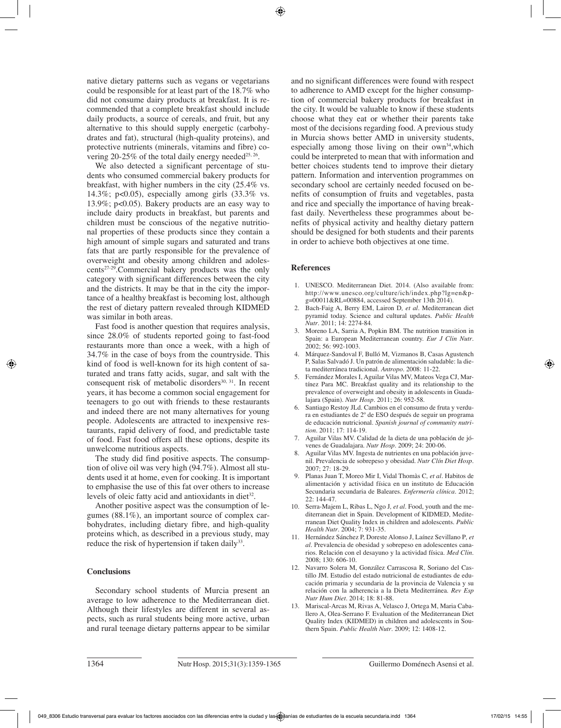native dietary patterns such as vegans or vegetarians could be responsible for at least part of the 18.7% who did not consume dairy products at breakfast. It is recommended that a complete breakfast should include daily products, a source of cereals, and fruit, but any alternative to this should supply energetic (carbohydrates and fat), structural (high-quality proteins), and protective nutrients (minerals, vitamins and fibre) covering 20-25% of the total daily energy needed[25, 26].

We also detected a significant percentage of students who consumed commercial bakery products for breakfast, with higher numbers in the city (25.4% vs. 14.3%; p<0.05), especially among girls (33.3% vs. 13.9%; p<0.05). Bakery products are an easy way to include dairy products in breakfast, but parents and children must be conscious of the negative nutritional properties of these products since they contain a high amount of simple sugars and saturated and trans fats that are partly responsible for the prevalence of overweight and obesity among children and adolescents[27-29].Commercial bakery products was the only category with significant differences between the city and the districts. It may be that in the city the importance of a healthy breakfast is becoming lost, although the rest of dietary pattern revealed through KIDMED was similar in both areas.

Fast food is another question that requires analysis, since 28.0% of students reported going to fast-food restaurants more than once a week, with a high of 34.7% in the case of boys from the countryside. This kind of food is well-known for its high content of saturated and trans fatty acids, sugar, and salt with the consequent risk of metabolic disorders[30, 31]. In recent years, it has become a common social engagement for teenagers to go out with friends to these restaurants and indeed there are not many alternatives for young people. Adolescents are attracted to inexpensive restaurants, rapid delivery of food, and predictable taste of food. Fast food offers all these options, despite its unwelcome nutritious aspects.

The study did find positive aspects. The consumption of olive oil was very high (94.7%). Almost all students used it at home, even for cooking. It is important to emphasise the use of this fat over others to increase levels of oleic fatty acid and antioxidants in diet[32].

Another positive aspect was the consumption of legumes (88.1%), an important source of complex carbohydrates, including dietary fibre, and high-quality proteins which, as described in a previous study, may reduce the risk of hypertension if taken daily[33].

## Conclusions

Secondary school students of Murcia present an average to low adherence to the Mediterranean diet. Although their lifestyles are different in several aspects, such as rural students being more active, urban and rural teenage dietary patterns appear to be similar and no significant differences were found with respect to adherence to AMD except for the higher consumption of commercial bakery products for breakfast in the city. It would be valuable to know if these students choose what they eat or whether their parents take most of the decisions regarding food. A previous study in Murcia shows better AMD in university students, especially among those living on their own[34],which could be interpreted to mean that with information and better choices students tend to improve their dietary pattern. Information and intervention programmes on secondary school are certainly needed focused on benefits of consumption of fruits and vegetables, pasta and rice and specially the importance of having breakfast daily. Nevertheless these programmes about benefits of physical activity and healthy dietary pattern should be designed for both students and their parents in order to achieve both objectives at one time.

## References

1. UNESCO. Mediterranean Diet. 2014. (Also available from: http://www.unesco.org/culture/ich/index.php?lg=en&pg=00011&RL=00884, accessed September 13th 2014).
2. Bach-Faig A, Berry EM, Lairon D, *et al*. Mediterranean diet pyramid today. Science and cultural updates. *Public Health Nutr*. 2011; 14: 2274-84.
3. Moreno LA, Sarria A, Popkin BM. The nutrition transition in Spain: a European Mediterranean country. *Eur J Clin Nutr*. 2002; 56: 992-1003.
4. Márquez-Sandoval F, Bulló M, Vizmanos B, Casas Agustench P, Salas Salvadó J. Un patrón de alimentación saludable: la dieta mediterránea tradicional. *Antropo*. 2008: 11-22.
5. Fernández Morales I, Aguilar Vilas MV, Mateos Vega CJ, Martínez Para MC. Breakfast quality and its relationship to the prevalence of overweight and obesity in adolescents in Guadalajara (Spain). *Nutr Hosp*. 2011; 26: 952-58.
6. Santiago Restoy JLd. Cambios en el consumo de fruta y verdura en estudiantes de 2º de ESO después de seguir un programa de educación nutricional. *Spanish journal of community nutrition*. 2011; 17: 114-19.
7. Aguilar Vilas MV. Calidad de la dieta de una población de jóvenes de Guadalajara. *Nutr Hosp*. 2009; 24: 200-06.
8. Aguilar Vilas MV. Ingesta de nutrientes en una población juvenil. Prevalencia de sobrepeso y obesidad. *Nutr Clín Diet Hosp*. 2007; 27: 18-29.
9. Planas Juan T, Moreo Mir I, Vidal Thomàs C, *et al*. Habitos de alimentación y actividad física en un instituto de Educación Secundaria secundaria de Baleares. *Enfermería clínica*. 2012; 22: 144-47.
10. Serra-Majem L, Ribas L, Ngo J, *et al*. Food, youth and the mediterranean diet in Spain. Development of KIDMED, Mediterranean Diet Quality Index in children and adolescents. *Public Health Nutr*. 2004; 7: 931-35.
11. Hernández Sánchez P, Doreste Alonso J, Laínez Sevillano P, *et al*. Prevalencia de obesidad y sobrepeso en adolescentes canarios. Relación con el desayuno y la actividad física. *Med Clin*. 2008; 130: 606-10.
12. Navarro Solera M, González Carrascosa R, Soriano del Castillo JM. Estudio del estado nutricional de estudiantes de educación primaria y secundaria de la provincia de Valencia y su relación con la adherencia a la Dieta Mediterránea. *Rev Esp Nutr Hum Diet*. 2014; 18: 81-88.
13. Mariscal-Arcas M, Rivas A, Velasco J, Ortega M, Maria Caballero A, Olea-Serrano F. Evaluation of the Mediterranean Diet Quality Index (KIDMED) in children and adolescents in Southern Spain. *Public Health Nutr*. 2009; 12: 1408-12.